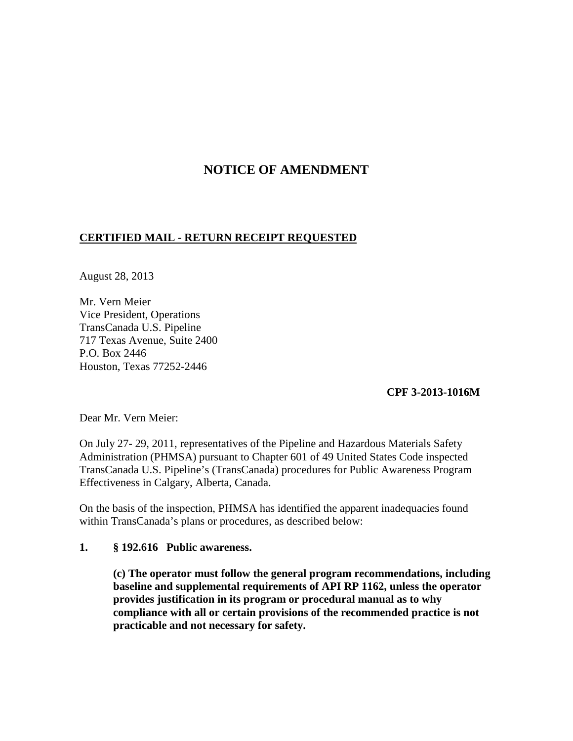# NOTICE OF AMENDMENT

**CERTIFIED MAIL - RETURN RECEIPT REQUESTED**

August 28, 2013

Mr. Vern Meier
Vice President, Operations
TransCanada U.S. Pipeline
717 Texas Avenue, Suite 2400
P.O. Box 2446
Houston, Texas 77252-2446

**CPF 3-2013-1016M**

Dear Mr. Vern Meier:

On July 27- 29, 2011, representatives of the Pipeline and Hazardous Materials Safety Administration (PHMSA) pursuant to Chapter 601 of 49 United States Code inspected TransCanada U.S. Pipeline's (TransCanada) procedures for Public Awareness Program Effectiveness in Calgary, Alberta, Canada.

On the basis of the inspection, PHMSA has identified the apparent inadequacies found within TransCanada's plans or procedures, as described below:

**1. § 192.616 Public awareness.**

**(c) The operator must follow the general program recommendations, including baseline and supplemental requirements of API RP 1162, unless the operator provides justification in its program or procedural manual as to why compliance with all or certain provisions of the recommended practice is not practicable and not necessary for safety.**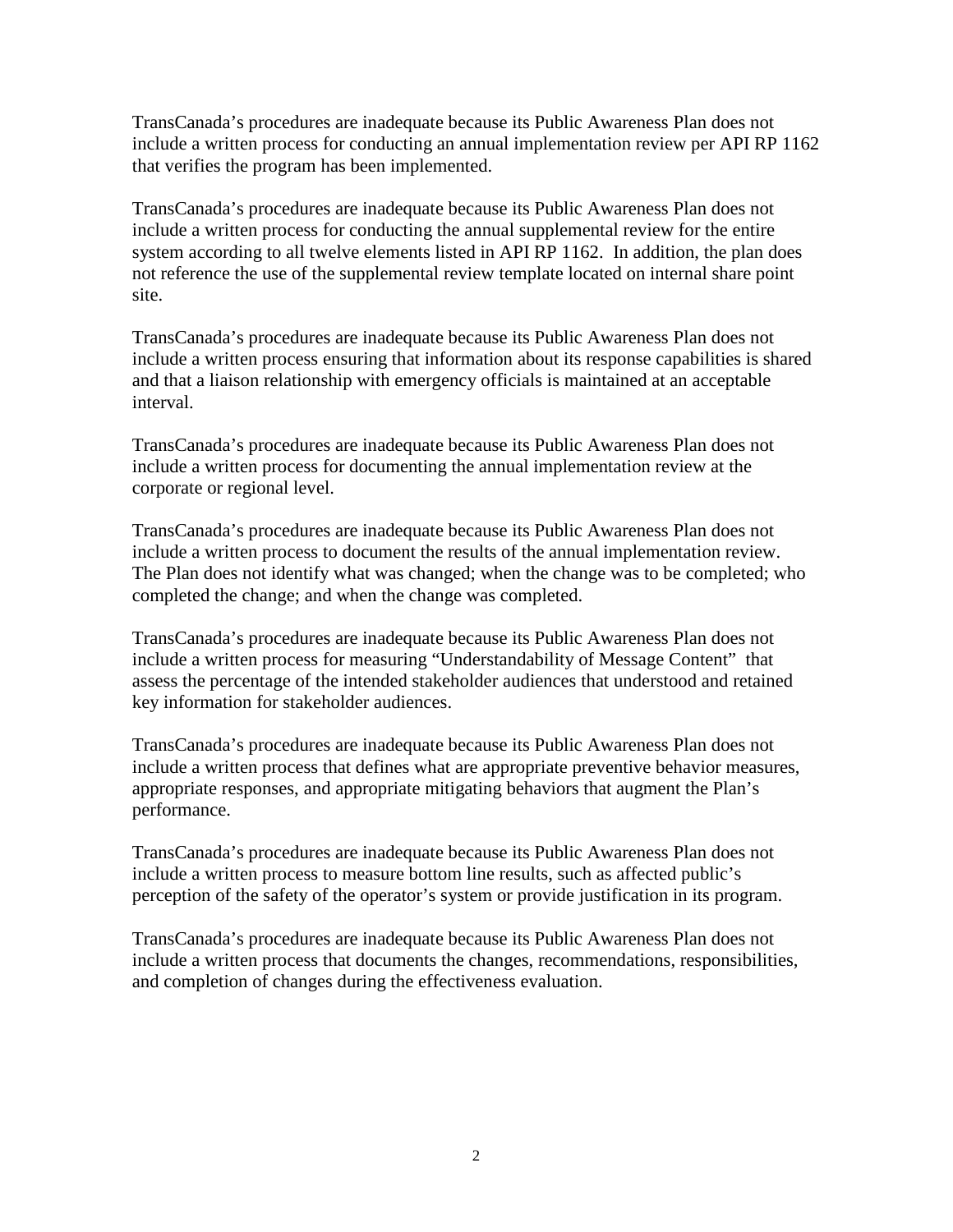TransCanada's procedures are inadequate because its Public Awareness Plan does not include a written process for conducting an annual implementation review per API RP 1162 that verifies the program has been implemented.

TransCanada's procedures are inadequate because its Public Awareness Plan does not include a written process for conducting the annual supplemental review for the entire system according to all twelve elements listed in API RP 1162. In addition, the plan does not reference the use of the supplemental review template located on internal share point site.

TransCanada's procedures are inadequate because its Public Awareness Plan does not include a written process ensuring that information about its response capabilities is shared and that a liaison relationship with emergency officials is maintained at an acceptable interval.

TransCanada's procedures are inadequate because its Public Awareness Plan does not include a written process for documenting the annual implementation review at the corporate or regional level.

TransCanada's procedures are inadequate because its Public Awareness Plan does not include a written process to document the results of the annual implementation review. The Plan does not identify what was changed; when the change was to be completed; who completed the change; and when the change was completed.

TransCanada's procedures are inadequate because its Public Awareness Plan does not include a written process for measuring "Understandability of Message Content" that assess the percentage of the intended stakeholder audiences that understood and retained key information for stakeholder audiences.

TransCanada's procedures are inadequate because its Public Awareness Plan does not include a written process that defines what are appropriate preventive behavior measures, appropriate responses, and appropriate mitigating behaviors that augment the Plan's performance.

TransCanada's procedures are inadequate because its Public Awareness Plan does not include a written process to measure bottom line results, such as affected public's perception of the safety of the operator's system or provide justification in its program.

TransCanada's procedures are inadequate because its Public Awareness Plan does not include a written process that documents the changes, recommendations, responsibilities, and completion of changes during the effectiveness evaluation.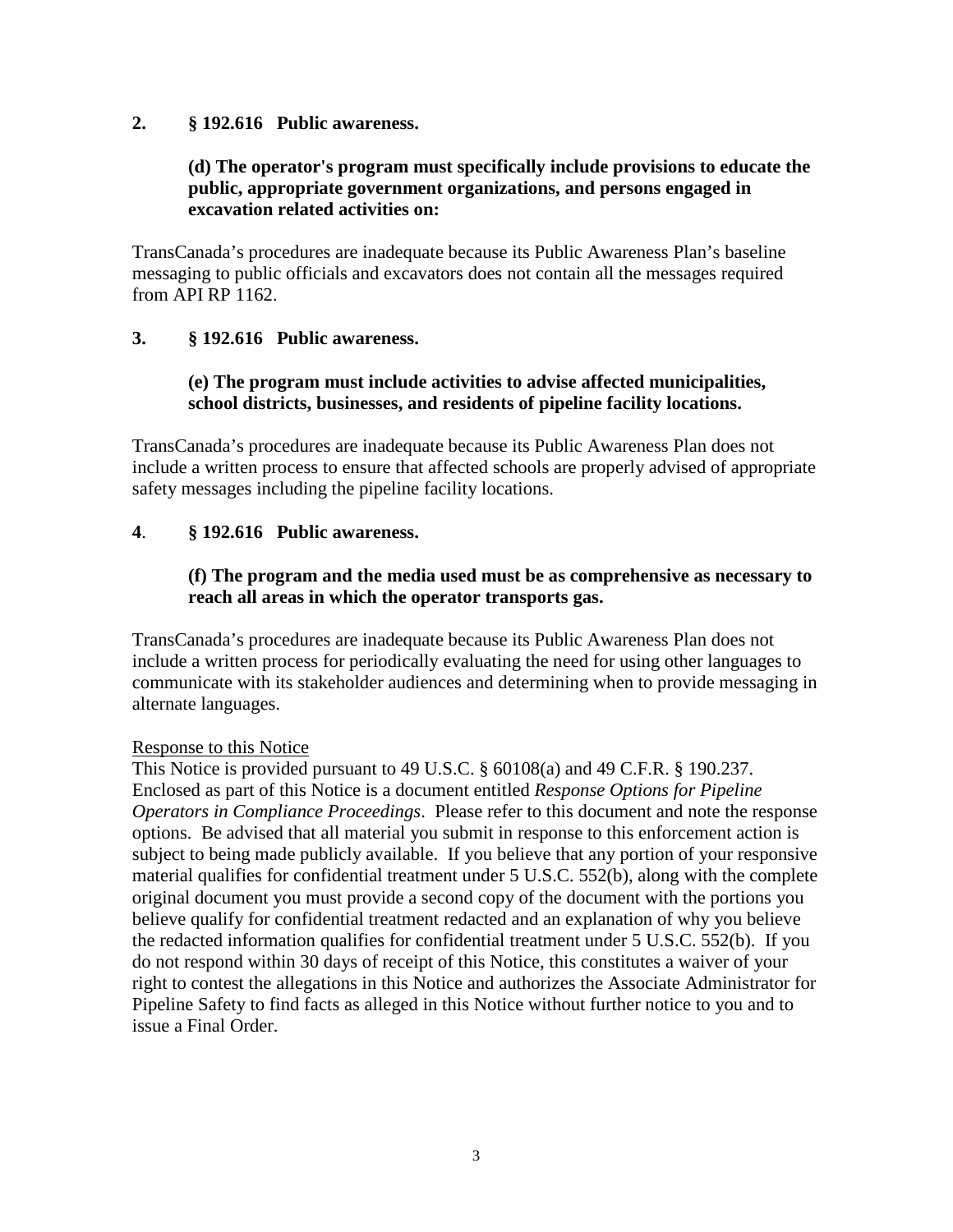**2. § 192.616 Public awareness.**

**(d) The operator's program must specifically include provisions to educate the public, appropriate government organizations, and persons engaged in excavation related activities on:**

TransCanada's procedures are inadequate because its Public Awareness Plan's baseline messaging to public officials and excavators does not contain all the messages required from API RP 1162.

**3. § 192.616 Public awareness.**

**(e) The program must include activities to advise affected municipalities, school districts, businesses, and residents of pipeline facility locations.**

TransCanada's procedures are inadequate because its Public Awareness Plan does not include a written process to ensure that affected schools are properly advised of appropriate safety messages including the pipeline facility locations.

**4. § 192.616 Public awareness.**

**(f) The program and the media used must be as comprehensive as necessary to reach all areas in which the operator transports gas.**

TransCanada's procedures are inadequate because its Public Awareness Plan does not include a written process for periodically evaluating the need for using other languages to communicate with its stakeholder audiences and determining when to provide messaging in alternate languages.

<u>Response to this Notice</u>

This Notice is provided pursuant to 49 U.S.C. § 60108(a) and 49 C.F.R. § 190.237. Enclosed as part of this Notice is a document entitled *Response Options for Pipeline Operators in Compliance Proceedings*. Please refer to this document and note the response options. Be advised that all material you submit in response to this enforcement action is subject to being made publicly available. If you believe that any portion of your responsive material qualifies for confidential treatment under 5 U.S.C. 552(b), along with the complete original document you must provide a second copy of the document with the portions you believe qualify for confidential treatment redacted and an explanation of why you believe the redacted information qualifies for confidential treatment under 5 U.S.C. 552(b). If you do not respond within 30 days of receipt of this Notice, this constitutes a waiver of your right to contest the allegations in this Notice and authorizes the Associate Administrator for Pipeline Safety to find facts as alleged in this Notice without further notice to you and to issue a Final Order.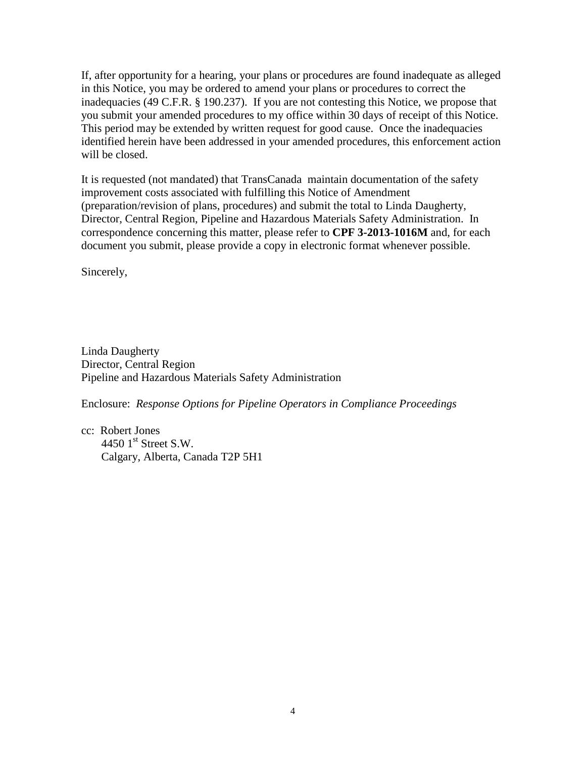If, after opportunity for a hearing, your plans or procedures are found inadequate as alleged in this Notice, you may be ordered to amend your plans or procedures to correct the inadequacies (49 C.F.R. § 190.237). If you are not contesting this Notice, we propose that you submit your amended procedures to my office within 30 days of receipt of this Notice. This period may be extended by written request for good cause. Once the inadequacies identified herein have been addressed in your amended procedures, this enforcement action will be closed.

It is requested (not mandated) that TransCanada maintain documentation of the safety improvement costs associated with fulfilling this Notice of Amendment (preparation/revision of plans, procedures) and submit the total to Linda Daugherty, Director, Central Region, Pipeline and Hazardous Materials Safety Administration. In correspondence concerning this matter, please refer to **CPF 3-2013-1016M** and, for each document you submit, please provide a copy in electronic format whenever possible.

Sincerely,

Linda Daugherty
Director, Central Region
Pipeline and Hazardous Materials Safety Administration

Enclosure: *Response Options for Pipeline Operators in Compliance Proceedings*

cc: Robert Jones
4450 1st Street S.W.
Calgary, Alberta, Canada T2P 5H1